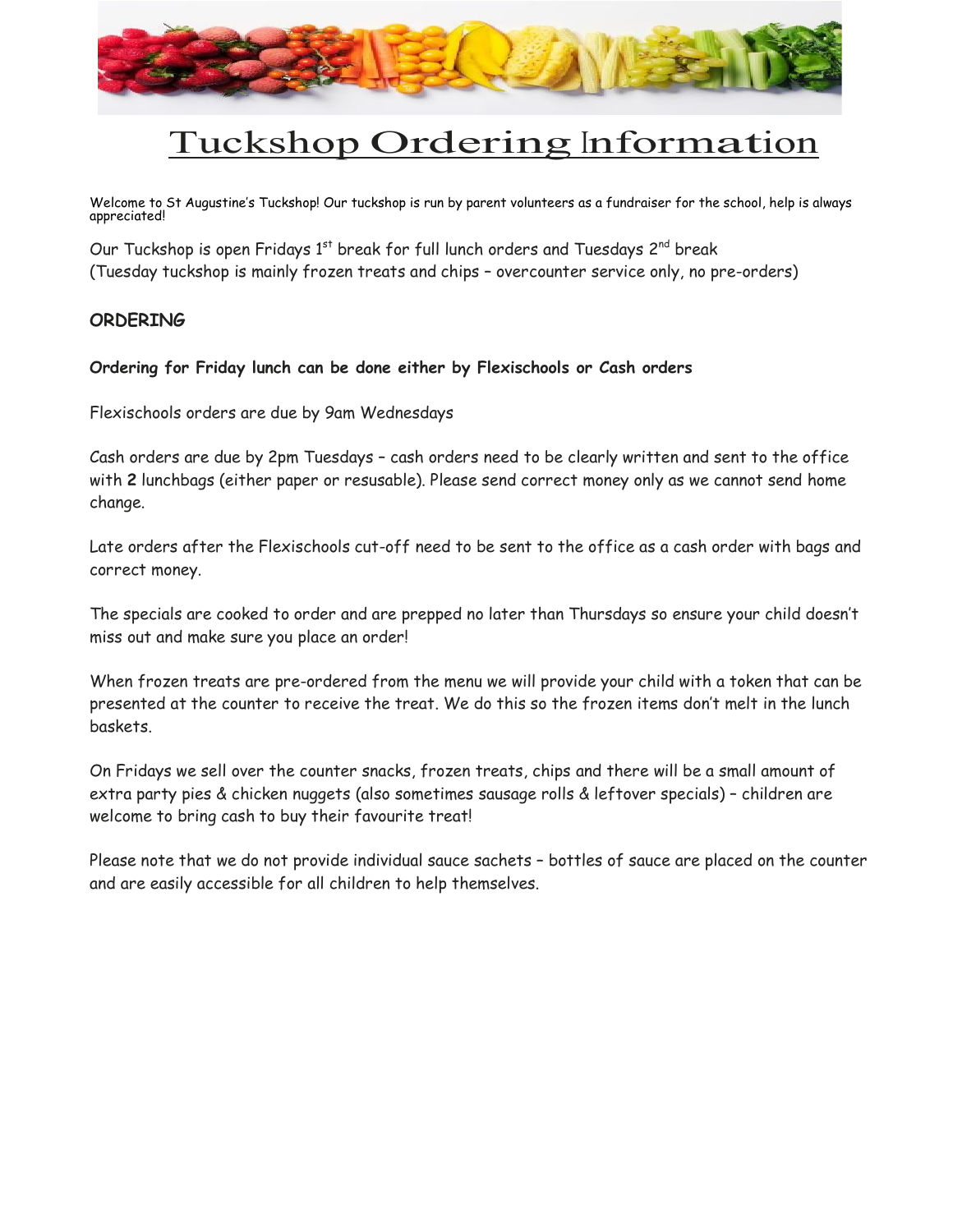# Tuckshop Ordering Information

Welcome to St Augustine's Tuckshop! Our tuckshop is run by parent volunteers as a fundraiser for the school, help is always appreciated!

Our Tuckshop is open Fridays 1st break for full lunch orders and Tuesdays 2nd break (Tuesday tuckshop is mainly frozen treats and chips – overcounter service only, no pre-orders)

## ORDERING

**Ordering for Friday lunch can be done either by Flexischools or Cash orders**

Flexischools orders are due by 9am Wednesdays

Cash orders are due by 2pm Tuesdays – cash orders need to be clearly written and sent to the office with **2** lunchbags (either paper or resusable). Please send correct money only as we cannot send home change.

Late orders after the Flexischools cut-off need to be sent to the office as a cash order with bags and correct money.

The specials are cooked to order and are prepped no later than Thursdays so ensure your child doesn't miss out and make sure you place an order!

When frozen treats are pre-ordered from the menu we will provide your child with a token that can be presented at the counter to receive the treat. We do this so the frozen items don't melt in the lunch baskets.

On Fridays we sell over the counter snacks, frozen treats, chips and there will be a small amount of extra party pies & chicken nuggets (also sometimes sausage rolls & leftover specials) – children are welcome to bring cash to buy their favourite treat!

Please note that we do not provide individual sauce sachets – bottles of sauce are placed on the counter and are easily accessible for all children to help themselves.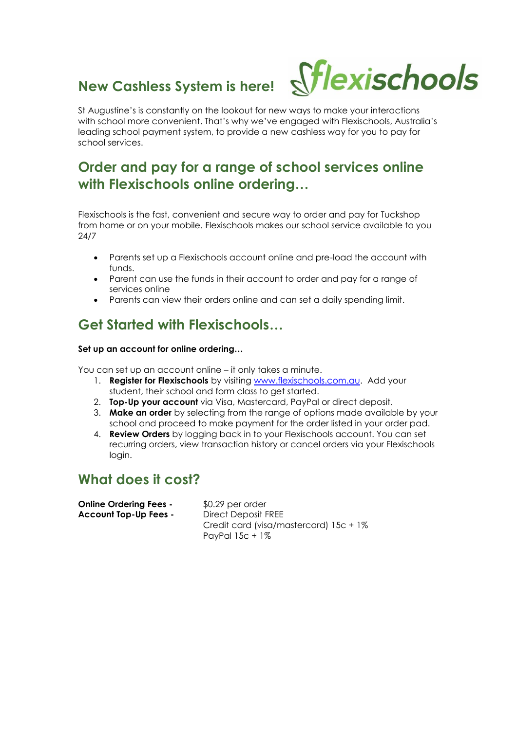## New Cashless System is here!

St Augustine's is constantly on the lookout for new ways to make your interactions with school more convenient. That's why we've engaged with Flexischools, Australia's leading school payment system, to provide a new cashless way for you to pay for school services.

## Order and pay for a range of school services online with Flexischools online ordering…

Flexischools is the fast, convenient and secure way to order and pay for Tuckshop from home or on your mobile. Flexischools makes our school service available to you 24/7

- Parents set up a Flexischools account online and pre-load the account with funds.
- Parent can use the funds in their account to order and pay for a range of services online
- Parents can view their orders online and can set a daily spending limit.

## Get Started with Flexischools…

**Set up an account for online ordering…**

You can set up an account online – it only takes a minute.

1. **Register for Flexischools** by visiting [www.flexischools.com.au](http://www.flexischools.com.au). Add your student, their school and form class to get started.
2. **Top-Up your account** via Visa, Mastercard, PayPal or direct deposit.
3. **Make an order** by selecting from the range of options made available by your school and proceed to make payment for the order listed in your order pad.
4. **Review Orders** by logging back in to your Flexischools account. You can set recurring orders, view transaction history or cancel orders via your Flexischools login.

## What does it cost?

| | |
|---|---|
| **Online Ordering Fees -** | $0.29 per order |
| **Account Top-Up Fees -** | Direct Deposit FREE |
| | Credit card (visa/mastercard) 15c + 1% |
| | PayPal 15c + 1% |